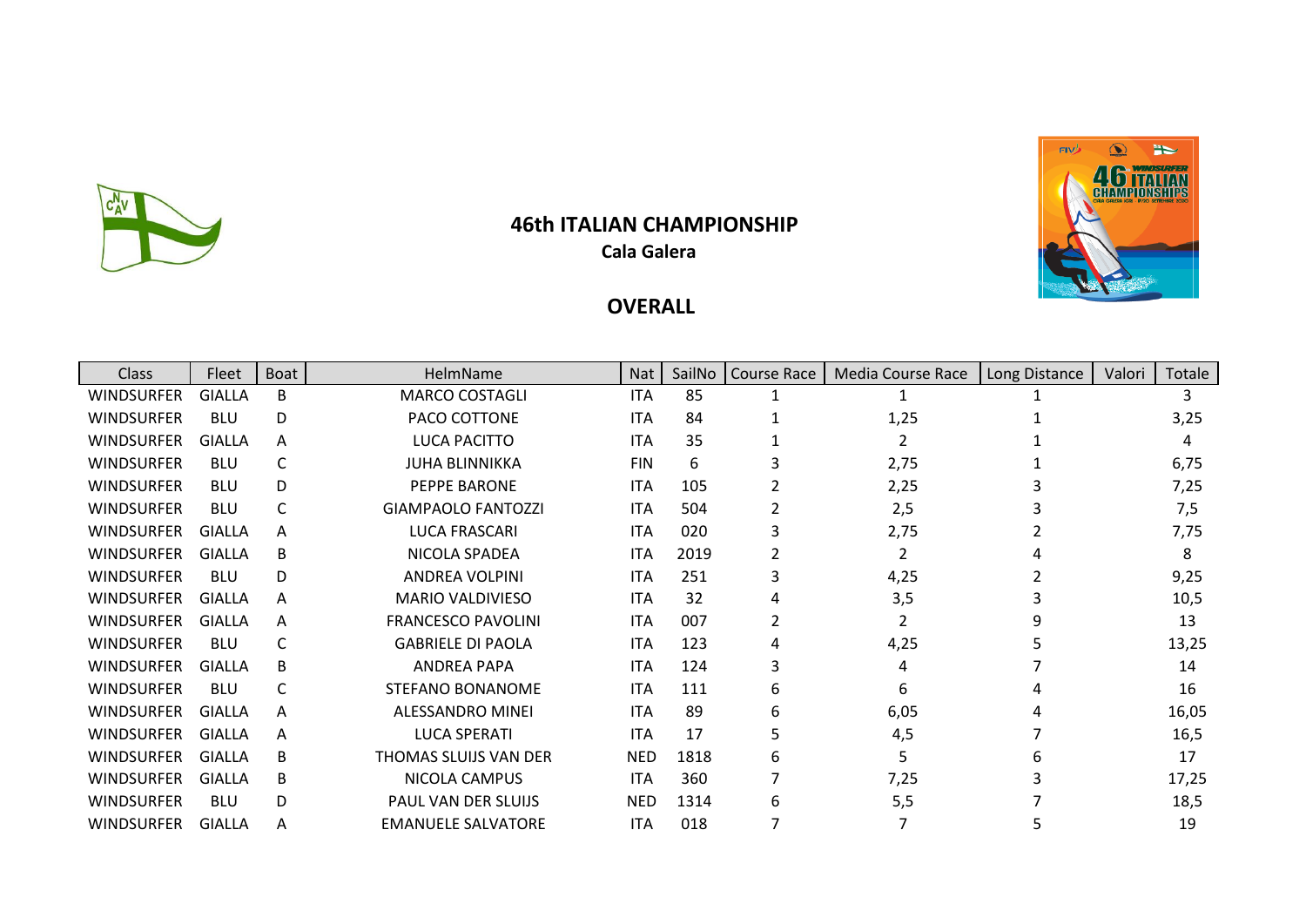# 46th ITALIAN CHAMPIONSHIP

**Cala Galera**

## OVERALL

| Class | Fleet | Boat | HelmName | Nat | SailNo | Course Race | Media Course Race | Long Distance | Valori | Totale |
|---|---|---|---|---|---|---|---|---|---|---|
| WINDSURFER | GIALLA | B | MARCO COSTAGLI | ITA | 85 | 1 | 1 | 1 | | 3 |
| WINDSURFER | BLU | D | PACO COTTONE | ITA | 84 | 1 | 1,25 | 1 | | 3,25 |
| WINDSURFER | GIALLA | A | LUCA PACITTO | ITA | 35 | 1 | 2 | 1 | | 4 |
| WINDSURFER | BLU | C | JUHA BLINNIKKA | FIN | 6 | 3 | 2,75 | 1 | | 6,75 |
| WINDSURFER | BLU | D | PEPPE BARONE | ITA | 105 | 2 | 2,25 | 3 | | 7,25 |
| WINDSURFER | BLU | C | GIAMPAOLO FANTOZZI | ITA | 504 | 2 | 2,5 | 3 | | 7,5 |
| WINDSURFER | GIALLA | A | LUCA FRASCARI | ITA | 020 | 3 | 2,75 | 2 | | 7,75 |
| WINDSURFER | GIALLA | B | NICOLA SPADEA | ITA | 2019 | 2 | 2 | 4 | | 8 |
| WINDSURFER | BLU | D | ANDREA VOLPINI | ITA | 251 | 3 | 4,25 | 2 | | 9,25 |
| WINDSURFER | GIALLA | A | MARIO VALDIVIESO | ITA | 32 | 4 | 3,5 | 3 | | 10,5 |
| WINDSURFER | GIALLA | A | FRANCESCO PAVOLINI | ITA | 007 | 2 | 2 | 9 | | 13 |
| WINDSURFER | BLU | C | GABRIELE DI PAOLA | ITA | 123 | 4 | 4,25 | 5 | | 13,25 |
| WINDSURFER | GIALLA | B | ANDREA PAPA | ITA | 124 | 3 | 4 | 7 | | 14 |
| WINDSURFER | BLU | C | STEFANO BONANOME | ITA | 111 | 6 | 6 | 4 | | 16 |
| WINDSURFER | GIALLA | A | ALESSANDRO MINEI | ITA | 89 | 6 | 6,05 | 4 | | 16,05 |
| WINDSURFER | GIALLA | A | LUCA SPERATI | ITA | 17 | 5 | 4,5 | 7 | | 16,5 |
| WINDSURFER | GIALLA | B | THOMAS SLUIJS VAN DER | NED | 1818 | 6 | 5 | 6 | | 17 |
| WINDSURFER | GIALLA | B | NICOLA CAMPUS | ITA | 360 | 7 | 7,25 | 3 | | 17,25 |
| WINDSURFER | BLU | D | PAUL VAN DER SLUIJS | NED | 1314 | 6 | 5,5 | 7 | | 18,5 |
| WINDSURFER | GIALLA | A | EMANUELE SALVATORE | ITA | 018 | 7 | 7 | 5 | | 19 |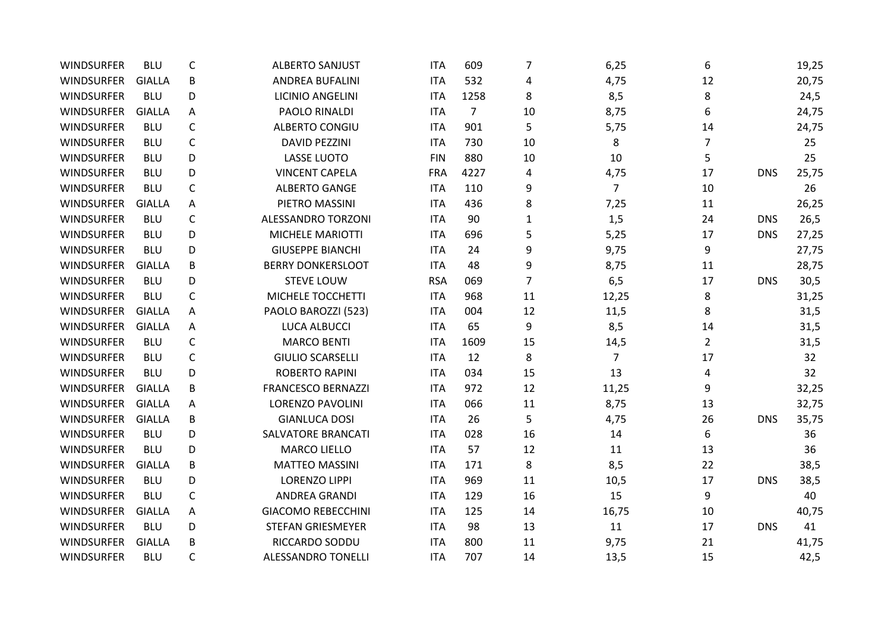| | | | | | | | | | | |
|---|---|---|---|---|---|---|---|---|---|---|
| WINDSURFER | BLU | C | ALBERTO SANJUST | ITA | 609 | 7 | 6,25 | 6 | | 19,25 |
| WINDSURFER | GIALLA | B | ANDREA BUFALINI | ITA | 532 | 4 | 4,75 | 12 | | 20,75 |
| WINDSURFER | BLU | D | LICINIO ANGELINI | ITA | 1258 | 8 | 8,5 | 8 | | 24,5 |
| WINDSURFER | GIALLA | A | PAOLO RINALDI | ITA | 7 | 10 | 8,75 | 6 | | 24,75 |
| WINDSURFER | BLU | C | ALBERTO CONGIU | ITA | 901 | 5 | 5,75 | 14 | | 24,75 |
| WINDSURFER | BLU | C | DAVID PEZZINI | ITA | 730 | 10 | 8 | 7 | | 25 |
| WINDSURFER | BLU | D | LASSE LUOTO | FIN | 880 | 10 | 10 | 5 | | 25 |
| WINDSURFER | BLU | D | VINCENT CAPELA | FRA | 4227 | 4 | 4,75 | 17 | DNS | 25,75 |
| WINDSURFER | BLU | C | ALBERTO GANGE | ITA | 110 | 9 | 7 | 10 | | 26 |
| WINDSURFER | GIALLA | A | PIETRO MASSINI | ITA | 436 | 8 | 7,25 | 11 | | 26,25 |
| WINDSURFER | BLU | C | ALESSANDRO TORZONI | ITA | 90 | 1 | 1,5 | 24 | DNS | 26,5 |
| WINDSURFER | BLU | D | MICHELE MARIOTTI | ITA | 696 | 5 | 5,25 | 17 | DNS | 27,25 |
| WINDSURFER | BLU | D | GIUSEPPE BIANCHI | ITA | 24 | 9 | 9,75 | 9 | | 27,75 |
| WINDSURFER | GIALLA | B | BERRY DONKERSLOOT | ITA | 48 | 9 | 8,75 | 11 | | 28,75 |
| WINDSURFER | BLU | D | STEVE LOUW | RSA | 069 | 7 | 6,5 | 17 | DNS | 30,5 |
| WINDSURFER | BLU | C | MICHELE TOCCHETTI | ITA | 968 | 11 | 12,25 | 8 | | 31,25 |
| WINDSURFER | GIALLA | A | PAOLO BAROZZI (523) | ITA | 004 | 12 | 11,5 | 8 | | 31,5 |
| WINDSURFER | GIALLA | A | LUCA ALBUCCI | ITA | 65 | 9 | 8,5 | 14 | | 31,5 |
| WINDSURFER | BLU | C | MARCO BENTI | ITA | 1609 | 15 | 14,5 | 2 | | 31,5 |
| WINDSURFER | BLU | C | GIULIO SCARSELLI | ITA | 12 | 8 | 7 | 17 | | 32 |
| WINDSURFER | BLU | D | ROBERTO RAPINI | ITA | 034 | 15 | 13 | 4 | | 32 |
| WINDSURFER | GIALLA | B | FRANCESCO BERNAZZI | ITA | 972 | 12 | 11,25 | 9 | | 32,25 |
| WINDSURFER | GIALLA | A | LORENZO PAVOLINI | ITA | 066 | 11 | 8,75 | 13 | | 32,75 |
| WINDSURFER | GIALLA | B | GIANLUCA DOSI | ITA | 26 | 5 | 4,75 | 26 | DNS | 35,75 |
| WINDSURFER | BLU | D | SALVATORE BRANCATI | ITA | 028 | 16 | 14 | 6 | | 36 |
| WINDSURFER | BLU | D | MARCO LIELLO | ITA | 57 | 12 | 11 | 13 | | 36 |
| WINDSURFER | GIALLA | B | MATTEO MASSINI | ITA | 171 | 8 | 8,5 | 22 | | 38,5 |
| WINDSURFER | BLU | D | LORENZO LIPPI | ITA | 969 | 11 | 10,5 | 17 | DNS | 38,5 |
| WINDSURFER | BLU | C | ANDREA GRANDI | ITA | 129 | 16 | 15 | 9 | | 40 |
| WINDSURFER | GIALLA | A | GIACOMO REBECCHINI | ITA | 125 | 14 | 16,75 | 10 | | 40,75 |
| WINDSURFER | BLU | D | STEFAN GRIESMEYER | ITA | 98 | 13 | 11 | 17 | DNS | 41 |
| WINDSURFER | GIALLA | B | RICCARDO SODDU | ITA | 800 | 11 | 9,75 | 21 | | 41,75 |
| WINDSURFER | BLU | C | ALESSANDRO TONELLI | ITA | 707 | 14 | 13,5 | 15 | | 42,5 |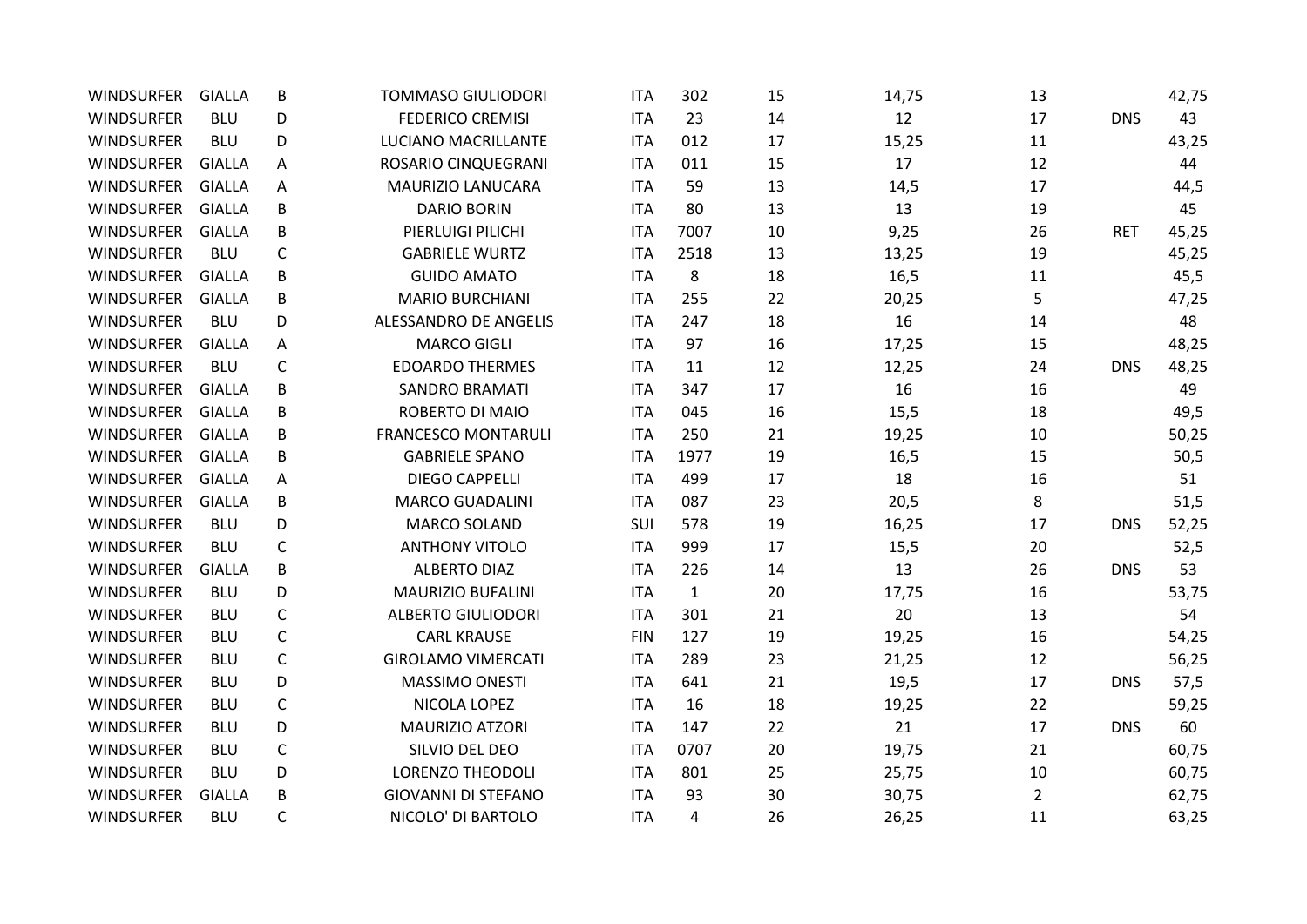| | | | | | | | | | | |
|---|---|---|---|---|---|---|---|---|---|---|
| WINDSURFER | GIALLA | B | TOMMASO GIULIODORI | ITA | 302 | 15 | 14,75 | 13 | | 42,75 |
| WINDSURFER | BLU | D | FEDERICO CREMISI | ITA | 23 | 14 | 12 | 17 | DNS | 43 |
| WINDSURFER | BLU | D | LUCIANO MACRILLANTE | ITA | 012 | 17 | 15,25 | 11 | | 43,25 |
| WINDSURFER | GIALLA | A | ROSARIO CINQUEGRANI | ITA | 011 | 15 | 17 | 12 | | 44 |
| WINDSURFER | GIALLA | A | MAURIZIO LANUCARA | ITA | 59 | 13 | 14,5 | 17 | | 44,5 |
| WINDSURFER | GIALLA | B | DARIO BORIN | ITA | 80 | 13 | 13 | 19 | | 45 |
| WINDSURFER | GIALLA | B | PIERLUIGI PILICHI | ITA | 7007 | 10 | 9,25 | 26 | RET | 45,25 |
| WINDSURFER | BLU | C | GABRIELE WURTZ | ITA | 2518 | 13 | 13,25 | 19 | | 45,25 |
| WINDSURFER | GIALLA | B | GUIDO AMATO | ITA | 8 | 18 | 16,5 | 11 | | 45,5 |
| WINDSURFER | GIALLA | B | MARIO BURCHIANI | ITA | 255 | 22 | 20,25 | 5 | | 47,25 |
| WINDSURFER | BLU | D | ALESSANDRO DE ANGELIS | ITA | 247 | 18 | 16 | 14 | | 48 |
| WINDSURFER | GIALLA | A | MARCO GIGLI | ITA | 97 | 16 | 17,25 | 15 | | 48,25 |
| WINDSURFER | BLU | C | EDOARDO THERMES | ITA | 11 | 12 | 12,25 | 24 | DNS | 48,25 |
| WINDSURFER | GIALLA | B | SANDRO BRAMATI | ITA | 347 | 17 | 16 | 16 | | 49 |
| WINDSURFER | GIALLA | B | ROBERTO DI MAIO | ITA | 045 | 16 | 15,5 | 18 | | 49,5 |
| WINDSURFER | GIALLA | B | FRANCESCO MONTARULI | ITA | 250 | 21 | 19,25 | 10 | | 50,25 |
| WINDSURFER | GIALLA | B | GABRIELE SPANO | ITA | 1977 | 19 | 16,5 | 15 | | 50,5 |
| WINDSURFER | GIALLA | A | DIEGO CAPPELLI | ITA | 499 | 17 | 18 | 16 | | 51 |
| WINDSURFER | GIALLA | B | MARCO GUADALINI | ITA | 087 | 23 | 20,5 | 8 | | 51,5 |
| WINDSURFER | BLU | D | MARCO SOLAND | SUI | 578 | 19 | 16,25 | 17 | DNS | 52,25 |
| WINDSURFER | BLU | C | ANTHONY VITOLO | ITA | 999 | 17 | 15,5 | 20 | | 52,5 |
| WINDSURFER | GIALLA | B | ALBERTO DIAZ | ITA | 226 | 14 | 13 | 26 | DNS | 53 |
| WINDSURFER | BLU | D | MAURIZIO BUFALINI | ITA | 1 | 20 | 17,75 | 16 | | 53,75 |
| WINDSURFER | BLU | C | ALBERTO GIULIODORI | ITA | 301 | 21 | 20 | 13 | | 54 |
| WINDSURFER | BLU | C | CARL KRAUSE | FIN | 127 | 19 | 19,25 | 16 | | 54,25 |
| WINDSURFER | BLU | C | GIROLAMO VIMERCATI | ITA | 289 | 23 | 21,25 | 12 | | 56,25 |
| WINDSURFER | BLU | D | MASSIMO ONESTI | ITA | 641 | 21 | 19,5 | 17 | DNS | 57,5 |
| WINDSURFER | BLU | C | NICOLA LOPEZ | ITA | 16 | 18 | 19,25 | 22 | | 59,25 |
| WINDSURFER | BLU | D | MAURIZIO ATZORI | ITA | 147 | 22 | 21 | 17 | DNS | 60 |
| WINDSURFER | BLU | C | SILVIO DEL DEO | ITA | 0707 | 20 | 19,75 | 21 | | 60,75 |
| WINDSURFER | BLU | D | LORENZO THEODOLI | ITA | 801 | 25 | 25,75 | 10 | | 60,75 |
| WINDSURFER | GIALLA | B | GIOVANNI DI STEFANO | ITA | 93 | 30 | 30,75 | 2 | | 62,75 |
| WINDSURFER | BLU | C | NICOLO' DI BARTOLO | ITA | 4 | 26 | 26,25 | 11 | | 63,25 |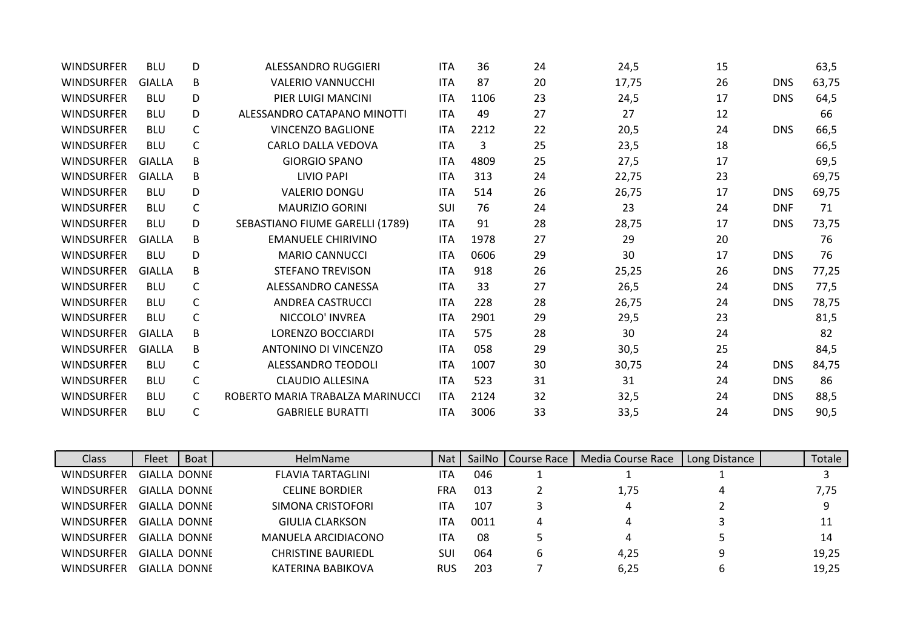| | | | | | | | | | | |
|---|---|---|---|---|---|---|---|---|---|---|
| WINDSURFER | BLU | D | ALESSANDRO RUGGIERI | ITA | 36 | 24 | 24,5 | 15 | | 63,5 |
| WINDSURFER | GIALLA | B | VALERIO VANNUCCHI | ITA | 87 | 20 | 17,75 | 26 | DNS | 63,75 |
| WINDSURFER | BLU | D | PIER LUIGI MANCINI | ITA | 1106 | 23 | 24,5 | 17 | DNS | 64,5 |
| WINDSURFER | BLU | D | ALESSANDRO CATAPANO MINOTTI | ITA | 49 | 27 | 27 | 12 | | 66 |
| WINDSURFER | BLU | C | VINCENZO BAGLIONE | ITA | 2212 | 22 | 20,5 | 24 | DNS | 66,5 |
| WINDSURFER | BLU | C | CARLO DALLA VEDOVA | ITA | 3 | 25 | 23,5 | 18 | | 66,5 |
| WINDSURFER | GIALLA | B | GIORGIO SPANO | ITA | 4809 | 25 | 27,5 | 17 | | 69,5 |
| WINDSURFER | GIALLA | B | LIVIO PAPI | ITA | 313 | 24 | 22,75 | 23 | | 69,75 |
| WINDSURFER | BLU | D | VALERIO DONGU | ITA | 514 | 26 | 26,75 | 17 | DNS | 69,75 |
| WINDSURFER | BLU | C | MAURIZIO GORINI | SUI | 76 | 24 | 23 | 24 | DNF | 71 |
| WINDSURFER | BLU | D | SEBASTIANO FIUME GARELLI (1789) | ITA | 91 | 28 | 28,75 | 17 | DNS | 73,75 |
| WINDSURFER | GIALLA | B | EMANUELE CHIRIVINO | ITA | 1978 | 27 | 29 | 20 | | 76 |
| WINDSURFER | BLU | D | MARIO CANNUCCI | ITA | 0606 | 29 | 30 | 17 | DNS | 76 |
| WINDSURFER | GIALLA | B | STEFANO TREVISON | ITA | 918 | 26 | 25,25 | 26 | DNS | 77,25 |
| WINDSURFER | BLU | C | ALESSANDRO CANESSA | ITA | 33 | 27 | 26,5 | 24 | DNS | 77,5 |
| WINDSURFER | BLU | C | ANDREA CASTRUCCI | ITA | 228 | 28 | 26,75 | 24 | DNS | 78,75 |
| WINDSURFER | BLU | C | NICCOLO' INVREA | ITA | 2901 | 29 | 29,5 | 23 | | 81,5 |
| WINDSURFER | GIALLA | B | LORENZO BOCCIARDI | ITA | 575 | 28 | 30 | 24 | | 82 |
| WINDSURFER | GIALLA | B | ANTONINO DI VINCENZO | ITA | 058 | 29 | 30,5 | 25 | | 84,5 |
| WINDSURFER | BLU | C | ALESSANDRO TEODOLI | ITA | 1007 | 30 | 30,75 | 24 | DNS | 84,75 |
| WINDSURFER | BLU | C | CLAUDIO ALLESINA | ITA | 523 | 31 | 31 | 24 | DNS | 86 |
| WINDSURFER | BLU | C | ROBERTO MARIA TRABALZA MARINUCCI | ITA | 2124 | 32 | 32,5 | 24 | DNS | 88,5 |
| WINDSURFER | BLU | C | GABRIELE BURATTI | ITA | 3006 | 33 | 33,5 | 24 | DNS | 90,5 |

| Class | Fleet | Boat | HelmName | Nat | SailNo | Course Race | Media Course Race | Long Distance | | Totale |
|---|---|---|---|---|---|---|---|---|---|---|
| WINDSURFER | GIALLA | DONNE | FLAVIA TARTAGLINI | ITA | 046 | 1 | 1 | 1 | | 3 |
| WINDSURFER | GIALLA | DONNE | CELINE BORDIER | FRA | 013 | 2 | 1,75 | 4 | | 7,75 |
| WINDSURFER | GIALLA | DONNE | SIMONA CRISTOFORI | ITA | 107 | 3 | 4 | 2 | | 9 |
| WINDSURFER | GIALLA | DONNE | GIULIA CLARKSON | ITA | 0011 | 4 | 4 | 3 | | 11 |
| WINDSURFER | GIALLA | DONNE | MANUELA ARCIDIACONO | ITA | 08 | 5 | 4 | 5 | | 14 |
| WINDSURFER | GIALLA | DONNE | CHRISTINE BAURIEDL | SUI | 064 | 6 | 4,25 | 9 | | 19,25 |
| WINDSURFER | GIALLA | DONNE | KATERINA BABIKOVA | RUS | 203 | 7 | 6,25 | 6 | | 19,25 |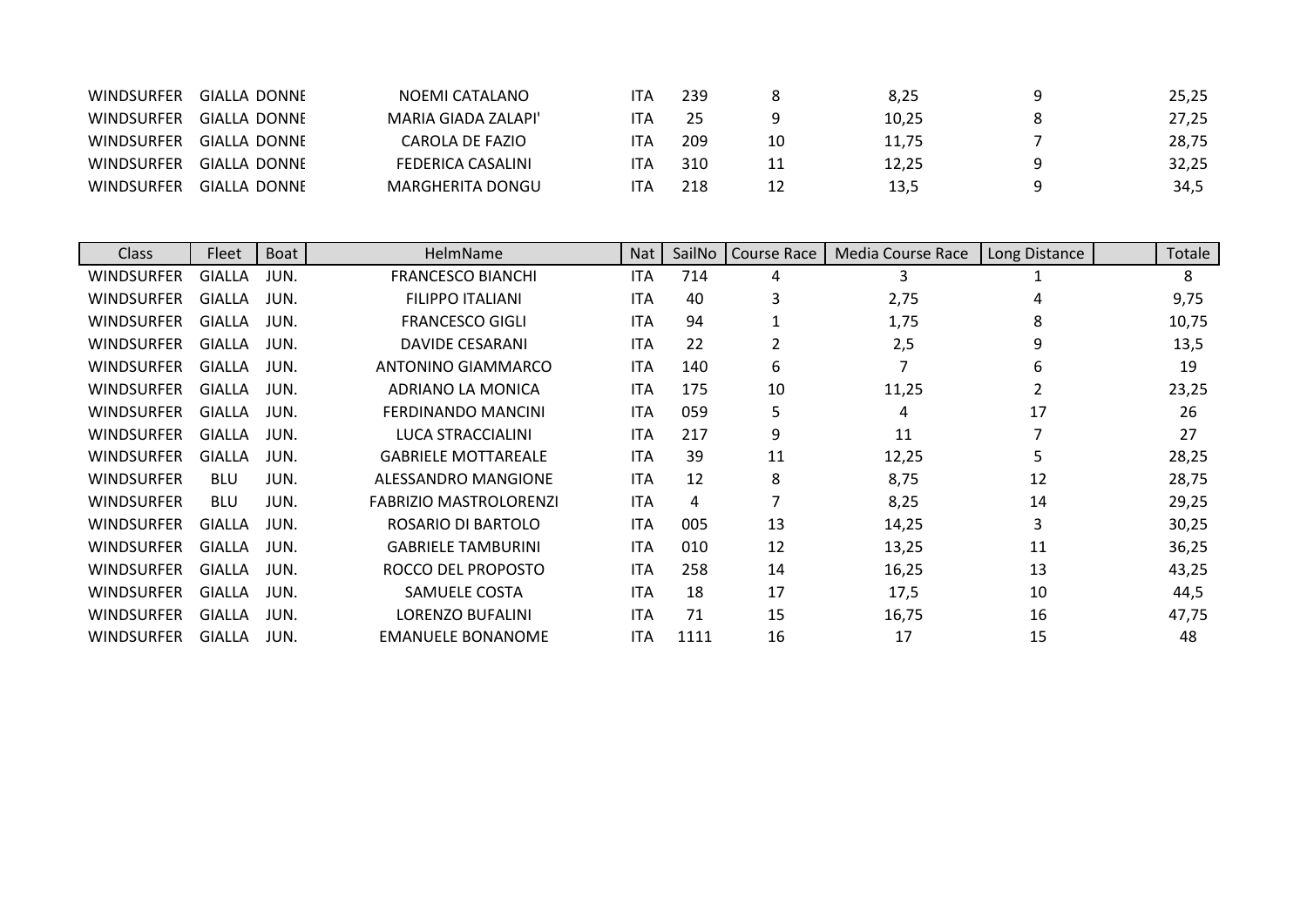| | | | | | | | | | | |
|---|---|---|---|---|---|---|---|---|---|---|
| WINDSURFER | GIALLA | DONNE | NOEMI CATALANO | ITA | 239 | 8 | 8,25 | 9 | | 25,25 |
| WINDSURFER | GIALLA | DONNE | MARIA GIADA ZALAPI' | ITA | 25 | 9 | 10,25 | 8 | | 27,25 |
| WINDSURFER | GIALLA | DONNE | CAROLA DE FAZIO | ITA | 209 | 10 | 11,75 | 7 | | 28,75 |
| WINDSURFER | GIALLA | DONNE | FEDERICA CASALINI | ITA | 310 | 11 | 12,25 | 9 | | 32,25 |
| WINDSURFER | GIALLA | DONNE | MARGHERITA DONGU | ITA | 218 | 12 | 13,5 | 9 | | 34,5 |

| Class | Fleet | Boat | HelmName | Nat | SailNo | Course Race | Media Course Race | Long Distance | | Totale |
|---|---|---|---|---|---|---|---|---|---|---|
| WINDSURFER | GIALLA | JUN. | FRANCESCO BIANCHI | ITA | 714 | 4 | 3 | 1 | | 8 |
| WINDSURFER | GIALLA | JUN. | FILIPPO ITALIANI | ITA | 40 | 3 | 2,75 | 4 | | 9,75 |
| WINDSURFER | GIALLA | JUN. | FRANCESCO GIGLI | ITA | 94 | 1 | 1,75 | 8 | | 10,75 |
| WINDSURFER | GIALLA | JUN. | DAVIDE CESARANI | ITA | 22 | 2 | 2,5 | 9 | | 13,5 |
| WINDSURFER | GIALLA | JUN. | ANTONINO GIAMMARCO | ITA | 140 | 6 | 7 | 6 | | 19 |
| WINDSURFER | GIALLA | JUN. | ADRIANO LA MONICA | ITA | 175 | 10 | 11,25 | 2 | | 23,25 |
| WINDSURFER | GIALLA | JUN. | FERDINANDO MANCINI | ITA | 059 | 5 | 4 | 17 | | 26 |
| WINDSURFER | GIALLA | JUN. | LUCA STRACCIALINI | ITA | 217 | 9 | 11 | 7 | | 27 |
| WINDSURFER | GIALLA | JUN. | GABRIELE MOTTAREALE | ITA | 39 | 11 | 12,25 | 5 | | 28,25 |
| WINDSURFER | BLU | JUN. | ALESSANDRO MANGIONE | ITA | 12 | 8 | 8,75 | 12 | | 28,75 |
| WINDSURFER | BLU | JUN. | FABRIZIO MASTROLORENZI | ITA | 4 | 7 | 8,25 | 14 | | 29,25 |
| WINDSURFER | GIALLA | JUN. | ROSARIO DI BARTOLO | ITA | 005 | 13 | 14,25 | 3 | | 30,25 |
| WINDSURFER | GIALLA | JUN. | GABRIELE TAMBURINI | ITA | 010 | 12 | 13,25 | 11 | | 36,25 |
| WINDSURFER | GIALLA | JUN. | ROCCO DEL PROPOSTO | ITA | 258 | 14 | 16,25 | 13 | | 43,25 |
| WINDSURFER | GIALLA | JUN. | SAMUELE COSTA | ITA | 18 | 17 | 17,5 | 10 | | 44,5 |
| WINDSURFER | GIALLA | JUN. | LORENZO BUFALINI | ITA | 71 | 15 | 16,75 | 16 | | 47,75 |
| WINDSURFER | GIALLA | JUN. | EMANUELE BONANOME | ITA | 1111 | 16 | 17 | 15 | | 48 |